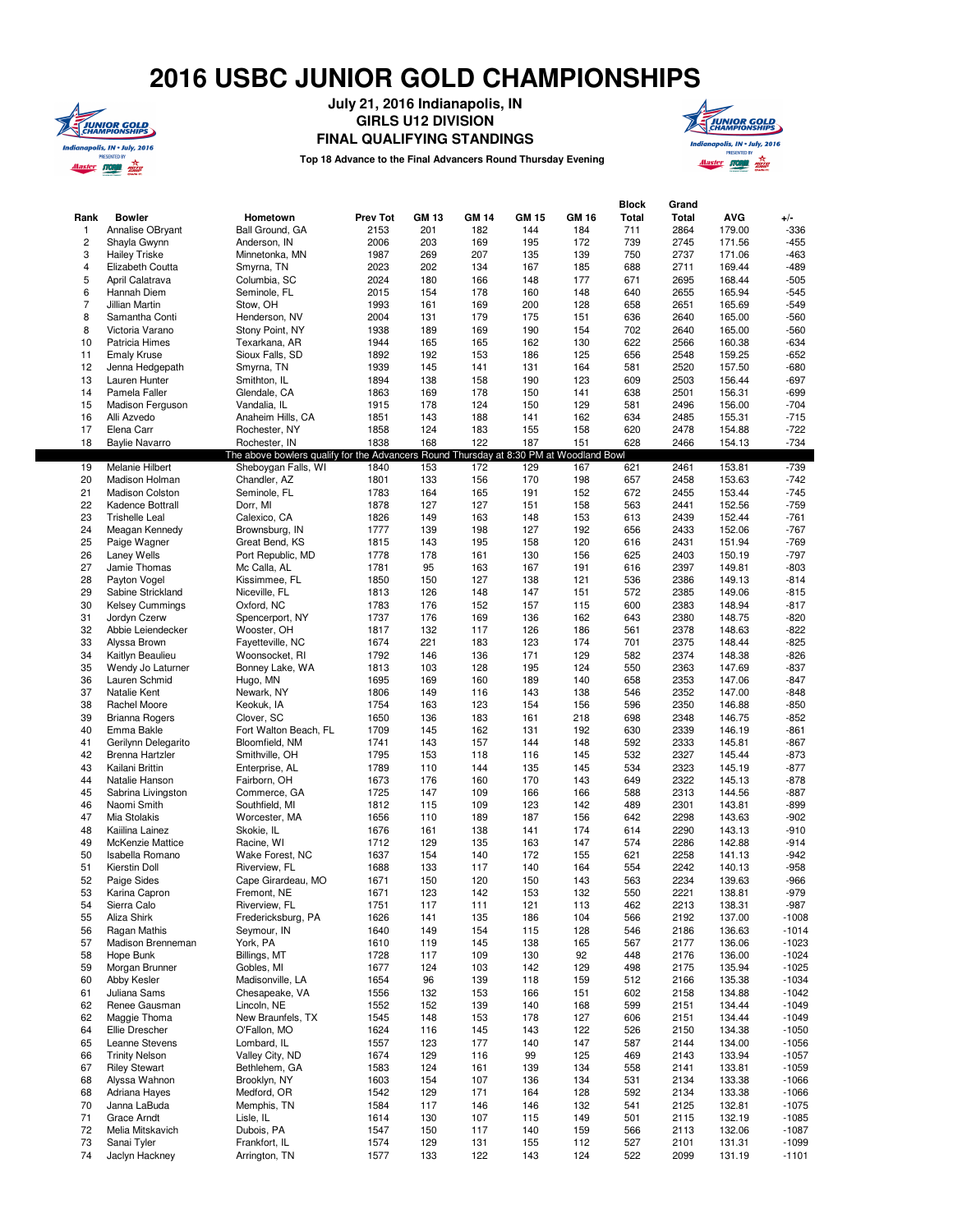# 2016 USBC JUNIOR GOLD CHAMPIONSHIPS

**July 21, 2016 Indianapolis, IN**
**GIRLS U12 DIVISION**
**FINAL QUALIFYING STANDINGS**

**Top 18 Advance to the Final Advancers Round Thursday Evening**

| Rank | Bowler | Hometown | Prev Tot | GM 13 | GM 14 | GM 15 | GM 16 | Block Total | Grand Total | AVG | +/- |
|---|---|---|---|---|---|---|---|---|---|---|---|
| 1 | Annalise OBryant | Ball Ground, GA | 2153 | 201 | 182 | 144 | 184 | 711 | 2864 | 179.00 | -336 |
| 2 | Shayla Gwynn | Anderson, IN | 2006 | 203 | 169 | 195 | 172 | 739 | 2745 | 171.56 | -455 |
| 3 | Hailey Triske | Minnetonka, MN | 1987 | 269 | 207 | 135 | 139 | 750 | 2737 | 171.06 | -463 |
| 4 | Elizabeth Coutta | Smyrna, TN | 2023 | 202 | 134 | 167 | 185 | 688 | 2711 | 169.44 | -489 |
| 5 | April Calatrava | Columbia, SC | 2024 | 180 | 166 | 148 | 177 | 671 | 2695 | 168.44 | -505 |
| 6 | Hannah Diem | Seminole, FL | 2015 | 154 | 178 | 160 | 148 | 640 | 2655 | 165.94 | -545 |
| 7 | Jillian Martin | Stow, OH | 1993 | 161 | 169 | 200 | 128 | 658 | 2651 | 165.69 | -549 |
| 8 | Samantha Conti | Henderson, NV | 2004 | 131 | 179 | 175 | 151 | 636 | 2640 | 165.00 | -560 |
| 8 | Victoria Varano | Stony Point, NY | 1938 | 189 | 169 | 190 | 154 | 702 | 2640 | 165.00 | -560 |
| 10 | Patricia Himes | Texarkana, AR | 1944 | 165 | 165 | 162 | 130 | 622 | 2566 | 160.38 | -634 |
| 11 | Emaly Kruse | Sioux Falls, SD | 1892 | 192 | 153 | 186 | 125 | 656 | 2548 | 159.25 | -652 |
| 12 | Jenna Hedgepath | Smyrna, TN | 1939 | 145 | 141 | 131 | 164 | 581 | 2520 | 157.50 | -680 |
| 13 | Lauren Hunter | Smithton, IL | 1894 | 138 | 158 | 190 | 123 | 609 | 2503 | 156.44 | -697 |
| 14 | Pamela Faller | Glendale, CA | 1863 | 169 | 178 | 150 | 141 | 638 | 2501 | 156.31 | -699 |
| 15 | Madison Ferguson | Vandalia, IL | 1915 | 178 | 124 | 150 | 129 | 581 | 2496 | 156.00 | -704 |
| 16 | Alli Azvedo | Anaheim Hills, CA | 1851 | 143 | 188 | 141 | 162 | 634 | 2485 | 155.31 | -715 |
| 17 | Elena Carr | Rochester, NY | 1858 | 124 | 183 | 155 | 158 | 620 | 2478 | 154.88 | -722 |
| 18 | Baylie Navarro | Rochester, IN | 1838 | 168 | 122 | 187 | 151 | 628 | 2466 | 154.13 | -734 |
| | | The above bowlers qualify for the Advancers Round Thursday at 8:30 PM at Woodland Bowl | | | | | | | | | |
| 19 | Melanie Hilbert | Sheboygan Falls, WI | 1840 | 153 | 172 | 129 | 167 | 621 | 2461 | 153.81 | -739 |
| 20 | Madison Holman | Chandler, AZ | 1801 | 133 | 156 | 170 | 198 | 657 | 2458 | 153.63 | -742 |
| 21 | Madison Colston | Seminole, FL | 1783 | 164 | 165 | 191 | 152 | 672 | 2455 | 153.44 | -745 |
| 22 | Kadence Bottrall | Dorr, MI | 1878 | 127 | 127 | 151 | 158 | 563 | 2441 | 152.56 | -759 |
| 23 | Trishelle Leal | Calexico, CA | 1826 | 149 | 163 | 148 | 153 | 613 | 2439 | 152.44 | -761 |
| 24 | Meagan Kennedy | Brownsburg, IN | 1777 | 139 | 198 | 127 | 192 | 656 | 2433 | 152.06 | -767 |
| 25 | Paige Wagner | Great Bend, KS | 1815 | 143 | 195 | 158 | 120 | 616 | 2431 | 151.94 | -769 |
| 26 | Laney Wells | Port Republic, MD | 1778 | 178 | 161 | 130 | 156 | 625 | 2403 | 150.19 | -797 |
| 27 | Jamie Thomas | Mc Calla, AL | 1781 | 95 | 163 | 167 | 191 | 616 | 2397 | 149.81 | -803 |
| 28 | Payton Vogel | Kissimmee, FL | 1850 | 150 | 127 | 138 | 121 | 536 | 2386 | 149.13 | -814 |
| 29 | Sabine Strickland | Niceville, FL | 1813 | 126 | 148 | 147 | 151 | 572 | 2385 | 149.06 | -815 |
| 30 | Kelsey Cummings | Oxford, NC | 1783 | 176 | 152 | 157 | 115 | 600 | 2383 | 148.94 | -817 |
| 31 | Jordyn Czerw | Spencerport, NY | 1737 | 176 | 169 | 136 | 162 | 643 | 2380 | 148.75 | -820 |
| 32 | Abbie Leiendecker | Wooster, OH | 1817 | 132 | 117 | 126 | 186 | 561 | 2378 | 148.63 | -822 |
| 33 | Alyssa Brown | Fayetteville, NC | 1674 | 221 | 183 | 123 | 174 | 701 | 2375 | 148.44 | -825 |
| 34 | Kaitlyn Beaulieu | Woonsocket, RI | 1792 | 146 | 136 | 171 | 129 | 582 | 2374 | 148.38 | -826 |
| 35 | Wendy Jo Laturner | Bonney Lake, WA | 1813 | 103 | 128 | 195 | 124 | 550 | 2363 | 147.69 | -837 |
| 36 | Lauren Schmid | Hugo, MN | 1695 | 169 | 160 | 189 | 140 | 658 | 2353 | 147.06 | -847 |
| 37 | Natalie Kent | Newark, NY | 1806 | 149 | 116 | 143 | 138 | 546 | 2352 | 147.00 | -848 |
| 38 | Rachel Moore | Keokuk, IA | 1754 | 163 | 123 | 154 | 156 | 596 | 2350 | 146.88 | -850 |
| 39 | Brianna Rogers | Clover, SC | 1650 | 136 | 181 | 161 | 218 | 698 | 2348 | 146.75 | -852 |
| 40 | Emma Bakle | Fort Walton Beach, FL | 1709 | 145 | 162 | 131 | 192 | 630 | 2339 | 146.19 | -861 |
| 41 | Gerilynn Delegarito | Bloomfield, NM | 1741 | 143 | 157 | 144 | 148 | 592 | 2333 | 145.81 | -867 |
| 42 | Brenna Hartzler | Smithville, OH | 1795 | 153 | 118 | 116 | 145 | 532 | 2327 | 145.44 | -873 |
| 43 | Kailani Brittin | Enterprise, AL | 1789 | 110 | 144 | 135 | 145 | 534 | 2323 | 145.19 | -877 |
| 44 | Natalie Hanson | Fairborn, OH | 1673 | 176 | 160 | 170 | 143 | 649 | 2322 | 145.13 | -878 |
| 45 | Sabrina Livingston | Commerce, GA | 1725 | 147 | 109 | 166 | 166 | 588 | 2313 | 144.56 | -887 |
| 46 | Naomi Smith | Southfield, MI | 1812 | 115 | 109 | 123 | 142 | 489 | 2301 | 143.81 | -899 |
| 47 | Mia Stolakis | Worcester, MA | 1656 | 110 | 189 | 187 | 156 | 642 | 2298 | 143.63 | -902 |
| 48 | Kaiilina Lainez | Skokie, IL | 1676 | 161 | 138 | 141 | 174 | 614 | 2290 | 143.13 | -910 |
| 49 | McKenzie Mattice | Racine, WI | 1712 | 129 | 135 | 163 | 147 | 574 | 2286 | 142.88 | -914 |
| 50 | Isabella Romano | Wake Forest, NC | 1637 | 154 | 140 | 172 | 155 | 621 | 2258 | 141.13 | -942 |
| 51 | Kierstin Doll | Riverview, FL | 1688 | 133 | 117 | 140 | 164 | 554 | 2242 | 140.13 | -958 |
| 52 | Paige Sides | Cape Girardeau, MO | 1671 | 150 | 120 | 150 | 143 | 563 | 2234 | 139.63 | -966 |
| 53 | Karina Capron | Fremont, NE | 1671 | 123 | 142 | 153 | 132 | 550 | 2221 | 138.81 | -979 |
| 54 | Sierra Calo | Riverview, FL | 1751 | 117 | 111 | 121 | 113 | 462 | 2213 | 138.31 | -987 |
| 55 | Aliza Shirk | Fredericksburg, PA | 1626 | 141 | 135 | 186 | 104 | 566 | 2192 | 137.00 | -1008 |
| 56 | Ragan Mathis | Seymour, IN | 1640 | 149 | 154 | 115 | 128 | 546 | 2186 | 136.63 | -1014 |
| 57 | Madison Brenneman | York, PA | 1610 | 119 | 145 | 138 | 165 | 567 | 2177 | 136.06 | -1023 |
| 58 | Hope Bunk | Billings, MT | 1728 | 117 | 109 | 130 | 92 | 448 | 2176 | 136.00 | -1024 |
| 59 | Morgan Brunner | Gobles, MI | 1677 | 124 | 103 | 142 | 129 | 498 | 2175 | 135.94 | -1025 |
| 60 | Abby Kesler | Madisonville, LA | 1654 | 96 | 139 | 118 | 159 | 512 | 2166 | 135.38 | -1034 |
| 61 | Juliana Sams | Chesapeake, VA | 1556 | 132 | 153 | 166 | 151 | 602 | 2158 | 134.88 | -1042 |
| 62 | Renee Gausman | Lincoln, NE | 1552 | 152 | 139 | 140 | 168 | 599 | 2151 | 134.44 | -1049 |
| 62 | Maggie Thoma | New Braunfels, TX | 1545 | 148 | 153 | 178 | 127 | 606 | 2151 | 134.44 | -1049 |
| 64 | Ellie Drescher | O'Fallon, MO | 1624 | 116 | 145 | 143 | 122 | 526 | 2150 | 134.38 | -1050 |
| 65 | Leanne Stevens | Lombard, IL | 1557 | 123 | 177 | 140 | 147 | 587 | 2144 | 134.00 | -1056 |
| 66 | Trinity Nelson | Valley City, ND | 1674 | 129 | 116 | 99 | 125 | 469 | 2143 | 133.94 | -1057 |
| 67 | Riley Stewart | Bethlehem, GA | 1583 | 124 | 161 | 139 | 134 | 558 | 2141 | 133.81 | -1059 |
| 68 | Alyssa Wahnon | Brooklyn, NY | 1603 | 154 | 107 | 136 | 134 | 531 | 2134 | 133.38 | -1066 |
| 68 | Adriana Hayes | Medford, OR | 1542 | 129 | 171 | 164 | 128 | 592 | 2134 | 133.38 | -1066 |
| 70 | Janna LaBuda | Memphis, TN | 1584 | 117 | 146 | 146 | 132 | 541 | 2125 | 132.81 | -1075 |
| 71 | Grace Arndt | Lisle, IL | 1614 | 130 | 107 | 115 | 149 | 501 | 2115 | 132.19 | -1085 |
| 72 | Melia Mitskavich | Dubois, PA | 1547 | 150 | 117 | 140 | 159 | 566 | 2113 | 132.06 | -1087 |
| 73 | Sanai Tyler | Frankfort, IL | 1574 | 129 | 131 | 155 | 112 | 527 | 2101 | 131.31 | -1099 |
| 74 | Jaclyn Hackney | Arrington, TN | 1577 | 133 | 122 | 143 | 124 | 522 | 2099 | 131.19 | -1101 |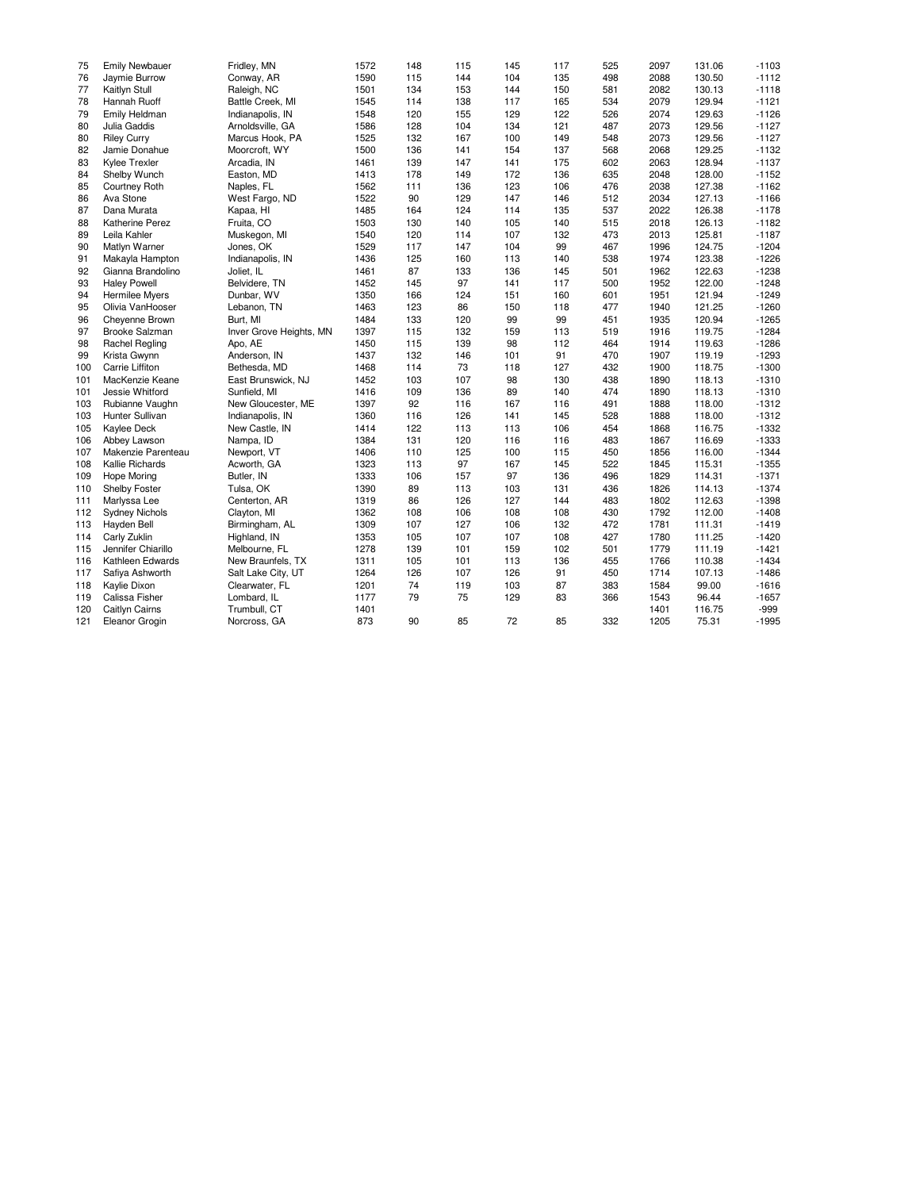| | | | | | | | | | | | |
|---|---|---|---|---|---|---|---|---|---|---|---|
| 75 | Emily Newbauer | Fridley, MN | 1572 | 148 | 115 | 145 | 117 | 525 | 2097 | 131.06 | -1103 |
| 76 | Jaymie Burrow | Conway, AR | 1590 | 115 | 144 | 104 | 135 | 498 | 2088 | 130.50 | -1112 |
| 77 | Kaitlyn Stull | Raleigh, NC | 1501 | 134 | 153 | 144 | 150 | 581 | 2082 | 130.13 | -1118 |
| 78 | Hannah Ruoff | Battle Creek, MI | 1545 | 114 | 138 | 117 | 165 | 534 | 2079 | 129.94 | -1121 |
| 79 | Emily Heldman | Indianapolis, IN | 1548 | 120 | 155 | 129 | 122 | 526 | 2074 | 129.63 | -1126 |
| 80 | Julia Gaddis | Arnoldsville, GA | 1586 | 128 | 104 | 134 | 121 | 487 | 2073 | 129.56 | -1127 |
| 80 | Riley Curry | Marcus Hook, PA | 1525 | 132 | 167 | 100 | 149 | 548 | 2073 | 129.56 | -1127 |
| 82 | Jamie Donahue | Moorcroft, WY | 1500 | 136 | 141 | 154 | 137 | 568 | 2068 | 129.25 | -1132 |
| 83 | Kylee Trexler | Arcadia, IN | 1461 | 139 | 147 | 141 | 175 | 602 | 2063 | 128.94 | -1137 |
| 84 | Shelby Wunch | Easton, MD | 1413 | 178 | 149 | 172 | 136 | 635 | 2048 | 128.00 | -1152 |
| 85 | Courtney Roth | Naples, FL | 1562 | 111 | 136 | 123 | 106 | 476 | 2038 | 127.38 | -1162 |
| 86 | Ava Stone | West Fargo, ND | 1522 | 90 | 129 | 147 | 146 | 512 | 2034 | 127.13 | -1166 |
| 87 | Dana Murata | Kapaa, HI | 1485 | 164 | 124 | 114 | 135 | 537 | 2022 | 126.38 | -1178 |
| 88 | Katherine Perez | Fruita, CO | 1503 | 130 | 140 | 105 | 140 | 515 | 2018 | 126.13 | -1182 |
| 89 | Leila Kahler | Muskegon, MI | 1540 | 120 | 114 | 107 | 132 | 473 | 2013 | 125.81 | -1187 |
| 90 | Matlyn Warner | Jones, OK | 1529 | 117 | 147 | 104 | 99 | 467 | 1996 | 124.75 | -1204 |
| 91 | Makayla Hampton | Indianapolis, IN | 1436 | 125 | 160 | 113 | 140 | 538 | 1974 | 123.38 | -1226 |
| 92 | Gianna Brandolino | Joliet, IL | 1461 | 87 | 133 | 136 | 145 | 501 | 1962 | 122.63 | -1238 |
| 93 | Haley Powell | Belvidere, TN | 1452 | 145 | 97 | 141 | 117 | 500 | 1952 | 122.00 | -1248 |
| 94 | Hermilee Myers | Dunbar, WV | 1350 | 166 | 124 | 151 | 160 | 601 | 1951 | 121.94 | -1249 |
| 95 | Olivia VanHooser | Lebanon, TN | 1463 | 123 | 86 | 150 | 118 | 477 | 1940 | 121.25 | -1260 |
| 96 | Cheyenne Brown | Burt, MI | 1484 | 133 | 120 | 99 | 99 | 451 | 1935 | 120.94 | -1265 |
| 97 | Brooke Salzman | Inver Grove Heights, MN | 1397 | 115 | 132 | 159 | 113 | 519 | 1916 | 119.75 | -1284 |
| 98 | Rachel Regling | Apo, AE | 1450 | 115 | 139 | 98 | 112 | 464 | 1914 | 119.63 | -1286 |
| 99 | Krista Gwynn | Anderson, IN | 1437 | 132 | 146 | 101 | 91 | 470 | 1907 | 119.19 | -1293 |
| 100 | Carrie Liffiton | Bethesda, MD | 1468 | 114 | 73 | 118 | 127 | 432 | 1900 | 118.75 | -1300 |
| 101 | MacKenzie Keane | East Brunswick, NJ | 1452 | 103 | 107 | 98 | 130 | 438 | 1890 | 118.13 | -1310 |
| 101 | Jessie Whitford | Sunfield, MI | 1416 | 109 | 136 | 89 | 140 | 474 | 1890 | 118.13 | -1310 |
| 103 | Rubianne Vaughn | New Gloucester, ME | 1397 | 92 | 116 | 167 | 116 | 491 | 1888 | 118.00 | -1312 |
| 103 | Hunter Sullivan | Indianapolis, IN | 1360 | 116 | 126 | 141 | 145 | 528 | 1888 | 118.00 | -1312 |
| 105 | Kaylee Deck | New Castle, IN | 1414 | 122 | 113 | 113 | 106 | 454 | 1868 | 116.75 | -1332 |
| 106 | Abbey Lawson | Nampa, ID | 1384 | 131 | 120 | 116 | 116 | 483 | 1867 | 116.69 | -1333 |
| 107 | Makenzie Parenteau | Newport, VT | 1406 | 110 | 125 | 100 | 115 | 450 | 1856 | 116.00 | -1344 |
| 108 | Kallie Richards | Acworth, GA | 1323 | 113 | 97 | 167 | 145 | 522 | 1845 | 115.31 | -1355 |
| 109 | Hope Moring | Butler, IN | 1333 | 106 | 157 | 97 | 136 | 496 | 1829 | 114.31 | -1371 |
| 110 | Shelby Foster | Tulsa, OK | 1390 | 89 | 113 | 103 | 131 | 436 | 1826 | 114.13 | -1374 |
| 111 | Marlyssa Lee | Centerton, AR | 1319 | 86 | 126 | 127 | 144 | 483 | 1802 | 112.63 | -1398 |
| 112 | Sydney Nichols | Clayton, MI | 1362 | 108 | 106 | 108 | 108 | 430 | 1792 | 112.00 | -1408 |
| 113 | Hayden Bell | Birmingham, AL | 1309 | 107 | 127 | 106 | 132 | 472 | 1781 | 111.31 | -1419 |
| 114 | Carly Zuklin | Highland, IN | 1353 | 105 | 107 | 107 | 108 | 427 | 1780 | 111.25 | -1420 |
| 115 | Jennifer Chiarillo | Melbourne, FL | 1278 | 139 | 101 | 159 | 102 | 501 | 1779 | 111.19 | -1421 |
| 116 | Kathleen Edwards | New Braunfels, TX | 1311 | 105 | 101 | 113 | 136 | 455 | 1766 | 110.38 | -1434 |
| 117 | Safiya Ashworth | Salt Lake City, UT | 1264 | 126 | 107 | 126 | 91 | 450 | 1714 | 107.13 | -1486 |
| 118 | Kaylie Dixon | Clearwater, FL | 1201 | 74 | 119 | 103 | 87 | 383 | 1584 | 99.00 | -1616 |
| 119 | Calissa Fisher | Lombard, IL | 1177 | 79 | 75 | 129 | 83 | 366 | 1543 | 96.44 | -1657 |
| 120 | Caitlyn Cairns | Trumbull, CT | 1401 | | | | | | 1401 | 116.75 | -999 |
| 121 | Eleanor Grogin | Norcross, GA | 873 | 90 | 85 | 72 | 85 | 332 | 1205 | 75.31 | -1995 |